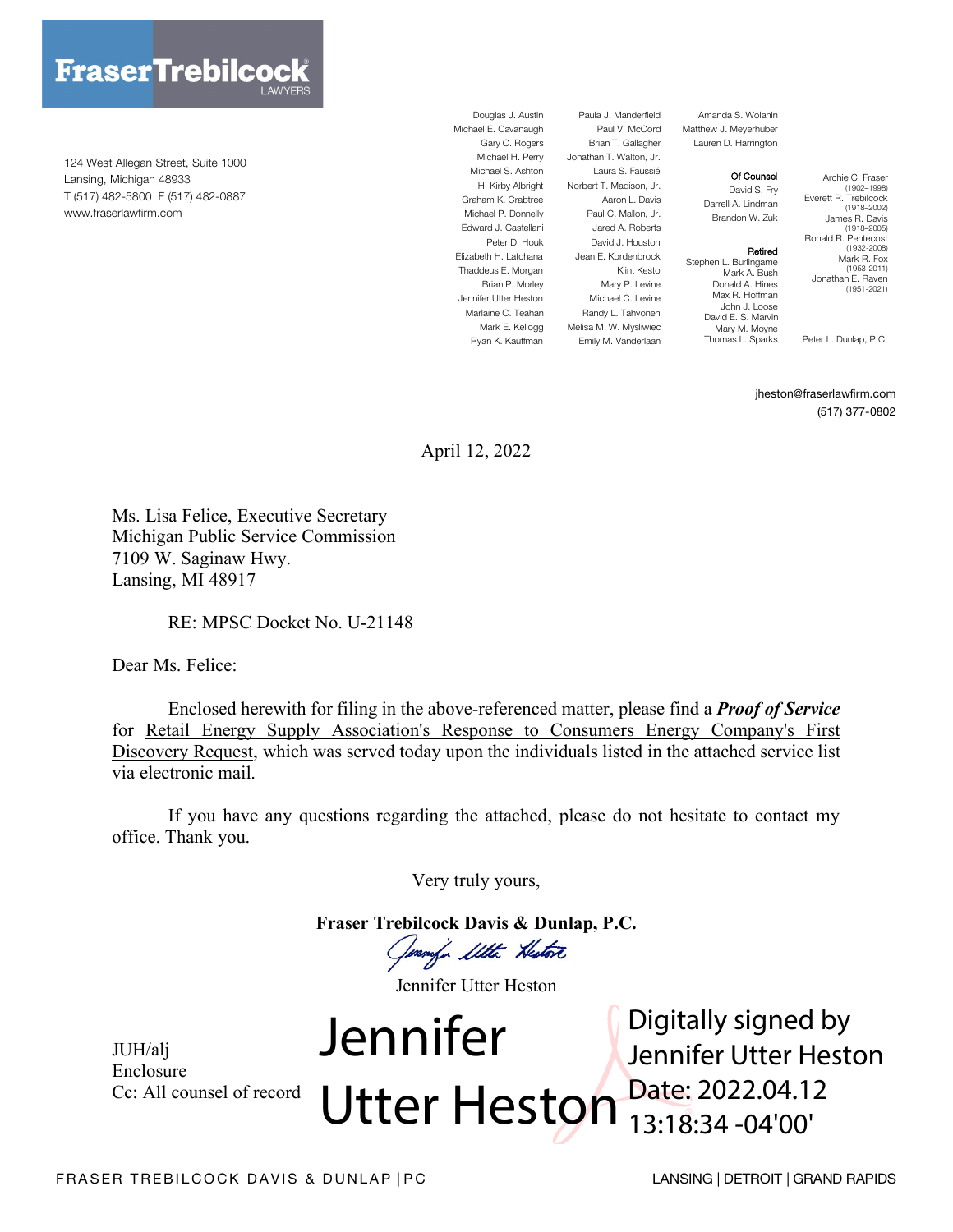**FraserTrebilcock** LAWYERS

124 West Allegan Street, Suite 1000
Lansing, Michigan 48933
T (517) 482-5800 F (517) 482-0887
www.fraserlawfirm.com

Douglas J. Austin
Michael E. Cavanaugh
Gary C. Rogers
Michael H. Perry
Michael S. Ashton
H. Kirby Albright
Graham K. Crabtree
Michael P. Donnelly
Edward J. Castellani
Peter D. Houk
Elizabeth H. Latchana
Thaddeus E. Morgan
Brian P. Morley
Jennifer Utter Heston
Marlaine C. Teahan
Mark E. Kellogg
Ryan K. Kauffman

Paula J. Manderfield
Paul V. McCord
Brian T. Gallagher
Jonathan T. Walton, Jr.
Laura S. Faussié
Norbert T. Madison, Jr.
Aaron L. Davis
Paul C. Mallon, Jr.
Jared A. Roberts
David J. Houston
Jean E. Kordenbrock
Klint Kesto
Mary P. Levine
Michael C. Levine
Randy L. Tahvonen
Melisa M. W. Mysliwiec
Emily M. Vanderlaan

Amanda S. Wolanin
Matthew J. Meyerhuber
Lauren D. Harrington

Of Counsel
David S. Fry
Darrell A. Lindman
Brandon W. Zuk

Retired
Stephen L. Burlingame
Mark A. Bush
Donald A. Hines
Max R. Hoffman
John J. Loose
David E. S. Marvin
Mary M. Moyne
Thomas L. Sparks

Archie C. Fraser (1902–1998)
Everett R. Trebilcock (1918–2002)
James R. Davis (1918–2005)
Ronald R. Pentecost (1932-2008)
Mark R. Fox (1953-2011)
Jonathan E. Raven (1951-2021)

Peter L. Dunlap, P.C.

jheston@fraserlawfirm.com
(517) 377-0802

April 12, 2022

Ms. Lisa Felice, Executive Secretary
Michigan Public Service Commission
7109 W. Saginaw Hwy.
Lansing, MI 48917

RE: MPSC Docket No. U-21148

Dear Ms. Felice:

Enclosed herewith for filing in the above-referenced matter, please find a ***Proof of Service*** for Retail Energy Supply Association's Response to Consumers Energy Company's First Discovery Request, which was served today upon the individuals listed in the attached service list via electronic mail.

If you have any questions regarding the attached, please do not hesitate to contact my office. Thank you.

Very truly yours,

**Fraser Trebilcock Davis & Dunlap, P.C.**

Jennifer Utter Heston

Jennifer Utter Heston — Digitally signed by Jennifer Utter Heston Date: 2022.04.12 13:18:34 -04'00'

JUH/alj
Enclosure
Cc: All counsel of record

FRASER TREBILCOCK DAVIS & DUNLAP | PC — LANSING | DETROIT | GRAND RAPIDS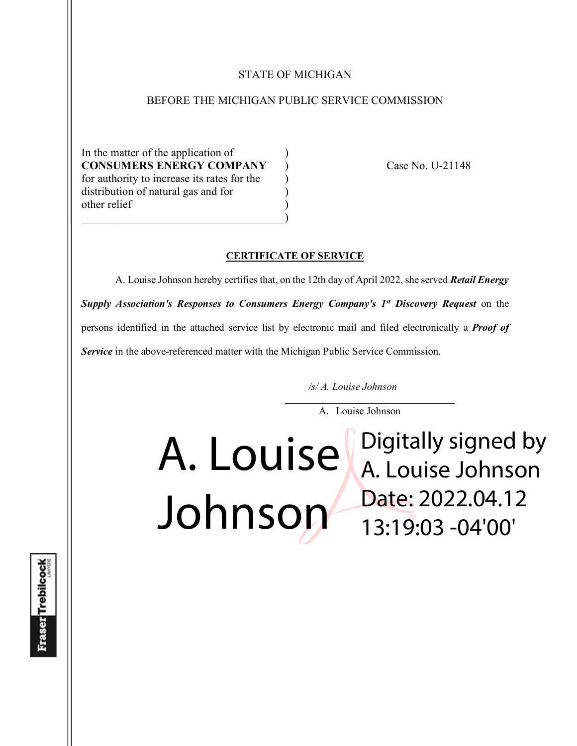STATE OF MICHIGAN

BEFORE THE MICHIGAN PUBLIC SERVICE COMMISSION

| | | |
|---|---|---|
| In the matter of the application of **CONSUMERS ENERGY COMPANY** for authority to increase its rates for the distribution of natural gas and for other relief | ) | Case No. U-21148 |

## CERTIFICATE OF SERVICE

A. Louise Johnson hereby certifies that, on the 12th day of April 2022, she served ***Retail Energy Supply Association's Responses to Consumers Energy Company's 1st Discovery Request*** on the persons identified in the attached service list by electronic mail and filed electronically a ***Proof of Service*** in the above-referenced matter with the Michigan Public Service Commission.

*/s/ A. Louise Johnson*

A. Louise Johnson

A. Louise Johnson

Digitally signed by A. Louise Johnson
Date: 2022.04.12 13:19:03 -04'00'

Fraser Trebilcock LAWYERS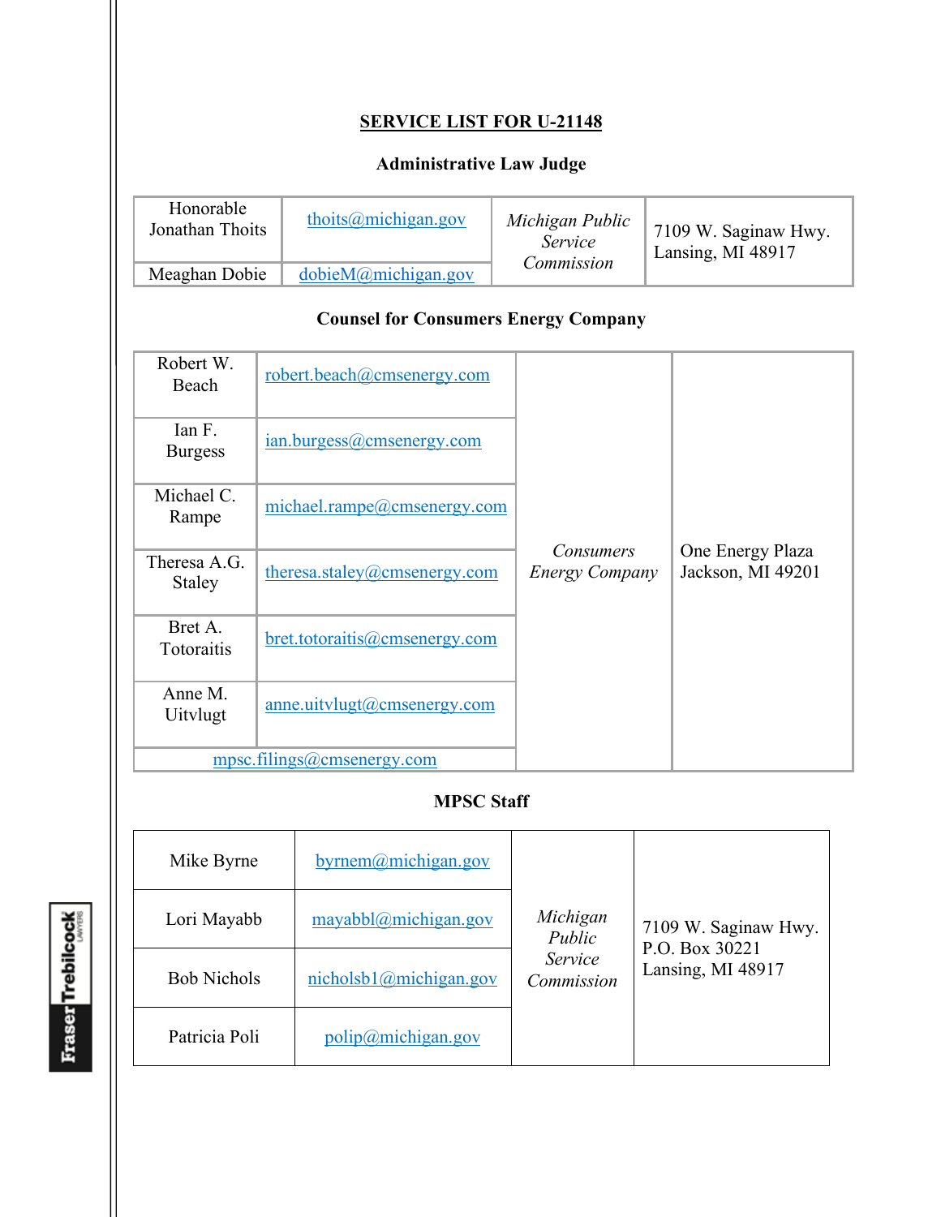**SERVICE LIST FOR U-21148**

**Administrative Law Judge**

| Name | Email | Organization | Address |
|---|---|---|---|
| Honorable Jonathan Thoits | thoits@michigan.gov | *Michigan Public Service Commission* | 7109 W. Saginaw Hwy. Lansing, MI 48917 |
| Meaghan Dobie | dobieM@michigan.gov | | |

**Counsel for Consumers Energy Company**

| Name | Email | Organization | Address |
|---|---|---|---|
| Robert W. Beach | robert.beach@cmsenergy.com | *Consumers Energy Company* | One Energy Plaza Jackson, MI 49201 |
| Ian F. Burgess | ian.burgess@cmsenergy.com | | |
| Michael C. Rampe | michael.rampe@cmsenergy.com | | |
| Theresa A.G. Staley | theresa.staley@cmsenergy.com | | |
| Bret A. Totoraitis | bret.totoraitis@cmsenergy.com | | |
| Anne M. Uitvlugt | anne.uitvlugt@cmsenergy.com | | |
| mpsc.filings@cmsenergy.com | | | |

**MPSC Staff**

| Name | Email | Organization | Address |
|---|---|---|---|
| Mike Byrne | byrnem@michigan.gov | *Michigan Public Service Commission* | 7109 W. Saginaw Hwy. P.O. Box 30221 Lansing, MI 48917 |
| Lori Mayabb | mayabbl@michigan.gov | | |
| Bob Nichols | nicholsb1@michigan.gov | | |
| Patricia Poli | polip@michigan.gov | | |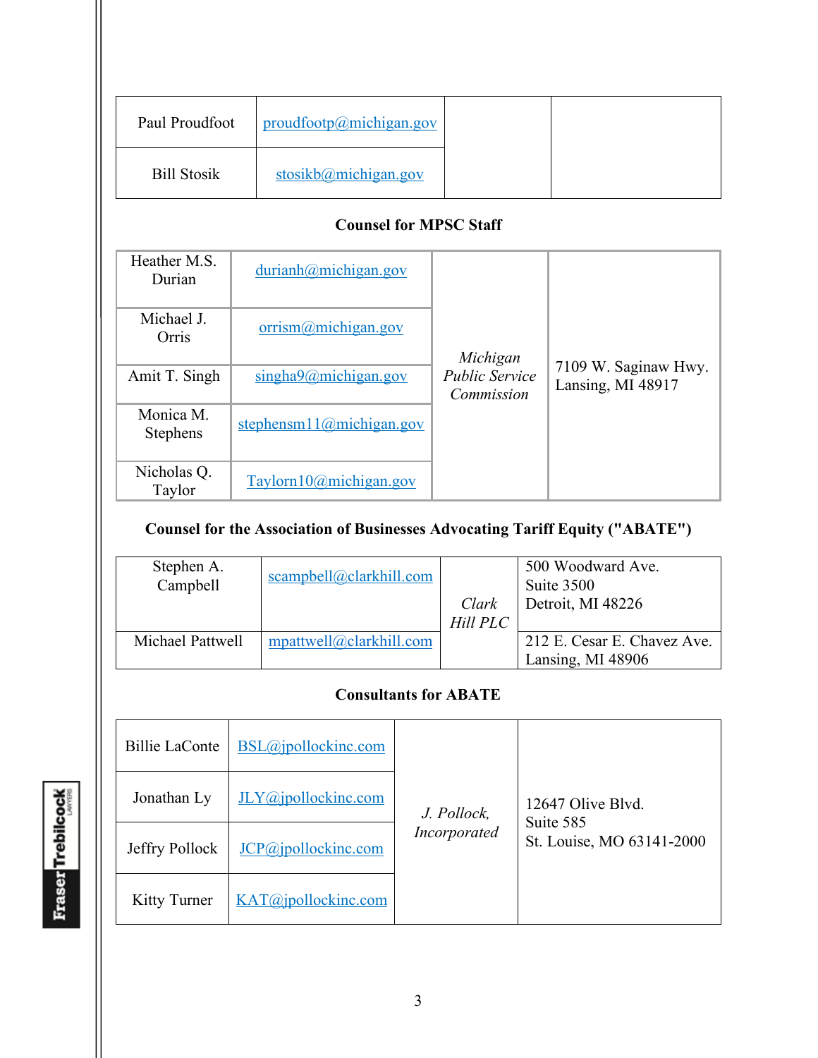| Paul Proudfoot | proudfootp@michigan.gov | | |
|---|---|---|---|
| Bill Stosik | stosikb@michigan.gov | | |

**Counsel for MPSC Staff**

| Heather M.S. Durian | durianh@michigan.gov | *Michigan Public Service Commission* | 7109 W. Saginaw Hwy. Lansing, MI 48917 |
|---|---|---|---|
| Michael J. Orris | orrism@michigan.gov | | |
| Amit T. Singh | singha9@michigan.gov | | |
| Monica M. Stephens | stephensm11@michigan.gov | | |
| Nicholas Q. Taylor | Taylorn10@michigan.gov | | |

**Counsel for the Association of Businesses Advocating Tariff Equity ("ABATE")**

| Stephen A. Campbell | scampbell@clarkhill.com | *Clark Hill PLC* | 500 Woodward Ave. Suite 3500 Detroit, MI 48226 |
|---|---|---|---|
| Michael Pattwell | mpattwell@clarkhill.com | | 212 E. Cesar E. Chavez Ave. Lansing, MI 48906 |

**Consultants for ABATE**

| Billie LaConte | BSL@jpollockinc.com | *J. Pollock, Incorporated* | 12647 Olive Blvd. Suite 585 St. Louise, MO 63141-2000 |
|---|---|---|---|
| Jonathan Ly | JLY@jpollockinc.com | | |
| Jeffry Pollock | JCP@jpollockinc.com | | |
| Kitty Turner | KAT@jpollockinc.com | | |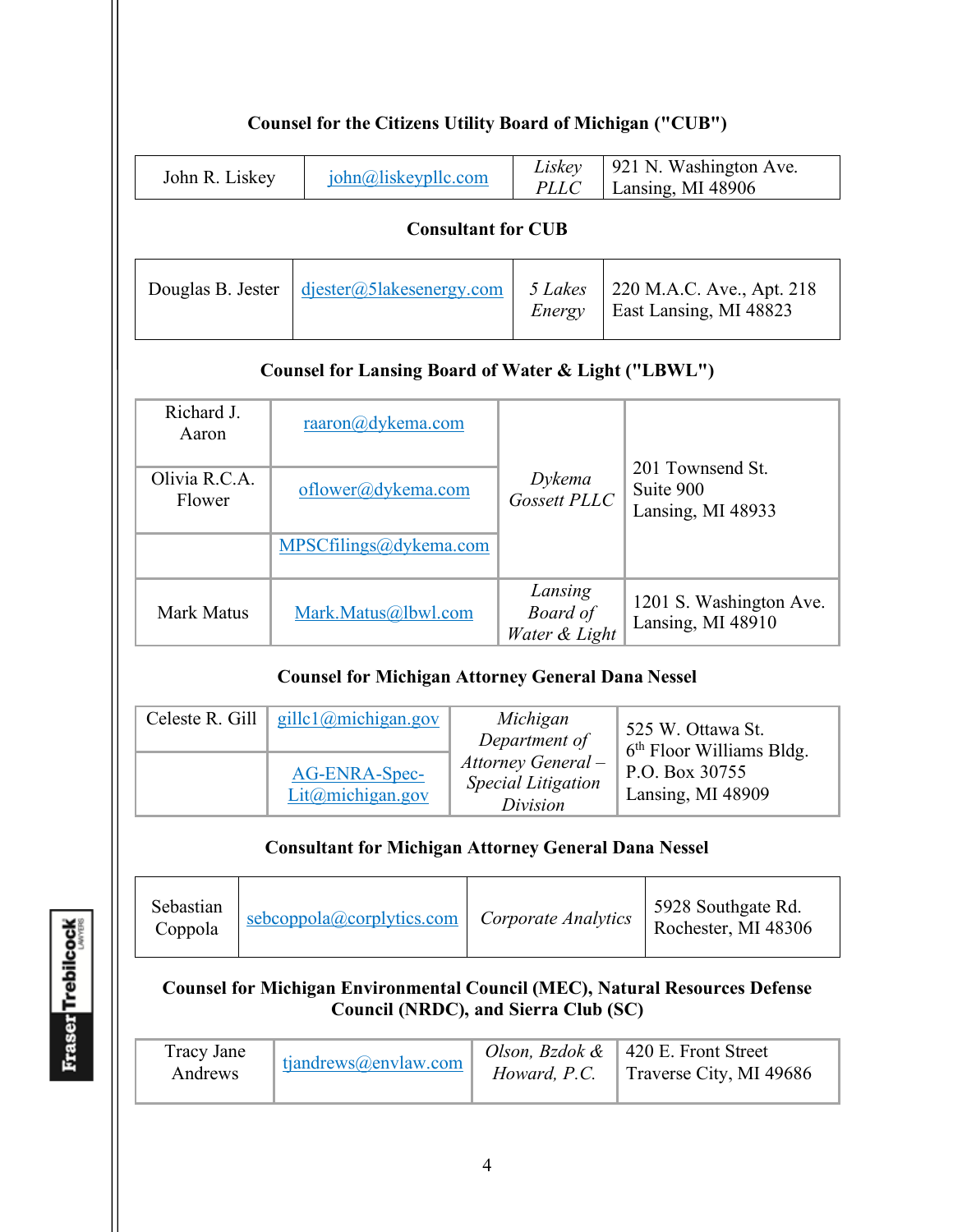**Counsel for the Citizens Utility Board of Michigan ("CUB")**

| | | | |
|---|---|---|---|
| John R. Liskey | john@liskeypllc.com | *Liskey PLLC* | 921 N. Washington Ave. Lansing, MI 48906 |

**Consultant for CUB**

| | | | |
|---|---|---|---|
| Douglas B. Jester | djester@5lakesenergy.com | *5 Lakes Energy* | 220 M.A.C. Ave., Apt. 218 East Lansing, MI 48823 |

**Counsel for Lansing Board of Water & Light ("LBWL")**

| | | | |
|---|---|---|---|
| Richard J. Aaron | raaron@dykema.com | *Dykema Gossett PLLC* | 201 Townsend St. Suite 900 Lansing, MI 48933 |
| Olivia R.C.A. Flower | oflower@dykema.com | | |
| | MPSCfilings@dykema.com | | |
| Mark Matus | Mark.Matus@lbwl.com | *Lansing Board of Water & Light* | 1201 S. Washington Ave. Lansing, MI 48910 |

**Counsel for Michigan Attorney General Dana Nessel**

| | | | |
|---|---|---|---|
| Celeste R. Gill | gillc1@michigan.gov | *Michigan Department of Attorney General – Special Litigation Division* | 525 W. Ottawa St. 6th Floor Williams Bldg. P.O. Box 30755 Lansing, MI 48909 |
| | AG-ENRA-Spec-Lit@michigan.gov | | |

**Consultant for Michigan Attorney General Dana Nessel**

| | | | |
|---|---|---|---|
| Sebastian Coppola | sebcoppola@corplytics.com | *Corporate Analytics* | 5928 Southgate Rd. Rochester, MI 48306 |

**Counsel for Michigan Environmental Council (MEC), Natural Resources Defense Council (NRDC), and Sierra Club (SC)**

| | | | |
|---|---|---|---|
| Tracy Jane Andrews | tjandrews@envlaw.com | *Olson, Bzdok & Howard, P.C.* | 420 E. Front Street Traverse City, MI 49686 |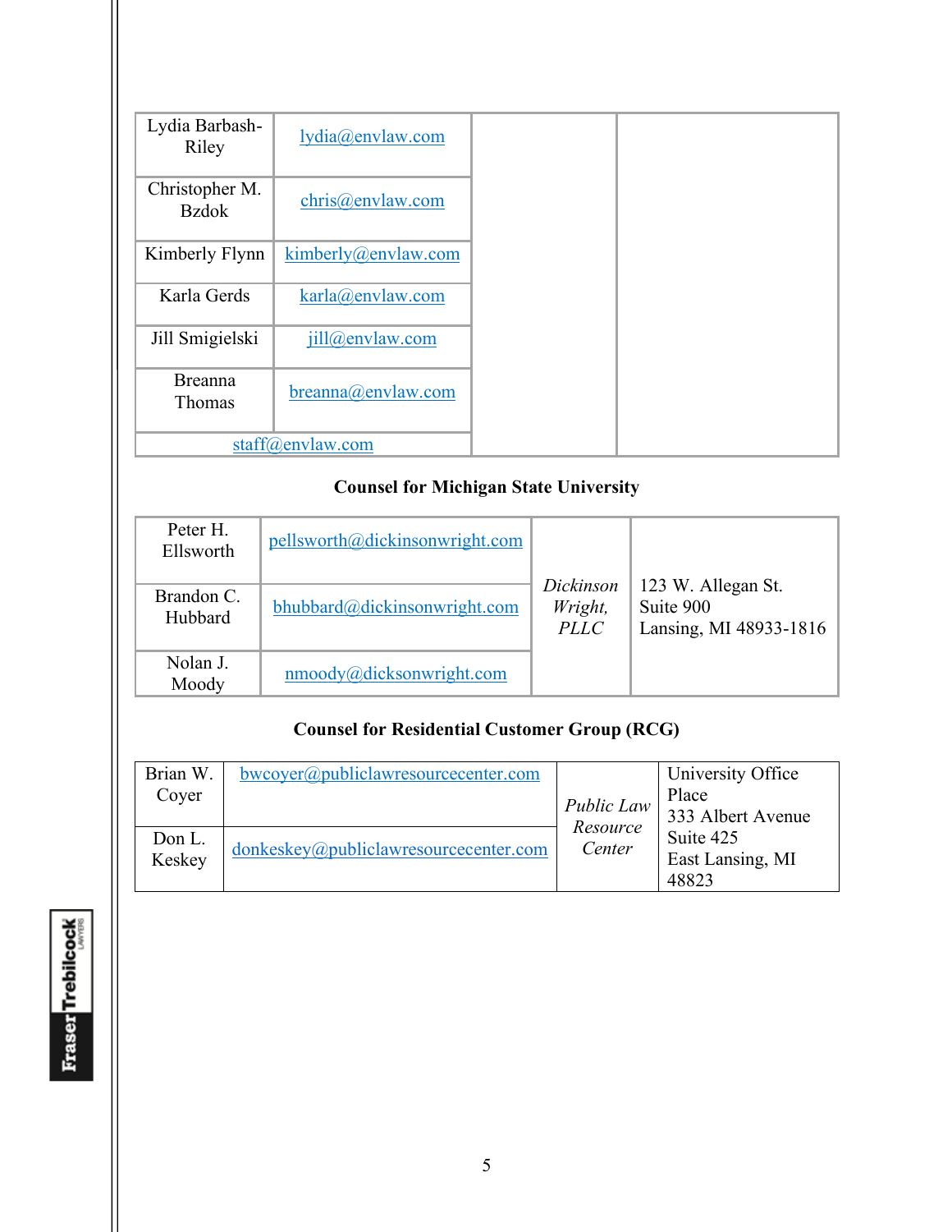| | | | |
|---|---|---|---|
| Lydia Barbash-Riley | lydia@envlaw.com | | |
| Christopher M. Bzdok | chris@envlaw.com | | |
| Kimberly Flynn | kimberly@envlaw.com | | |
| Karla Gerds | karla@envlaw.com | | |
| Jill Smigielski | jill@envlaw.com | | |
| Breanna Thomas | breanna@envlaw.com | | |
| staff@envlaw.com | | | |

**Counsel for Michigan State University**

| | | | |
|---|---|---|---|
| Peter H. Ellsworth | pellsworth@dickinsonwright.com | *Dickinson Wright, PLLC* | 123 W. Allegan St.<br>Suite 900<br>Lansing, MI 48933-1816 |
| Brandon C. Hubbard | bhubbard@dickinsonwright.com | | |
| Nolan J. Moody | nmoody@dicksonwright.com | | |

**Counsel for Residential Customer Group (RCG)**

| | | | |
|---|---|---|---|
| Brian W. Coyer | bwcoyer@publiclawresourcecenter.com | *Public Law Resource Center* | University Office Place<br>333 Albert Avenue<br>Suite 425<br>East Lansing, MI 48823 |
| Don L. Keskey | donkeskey@publiclawresourcecenter.com | | |